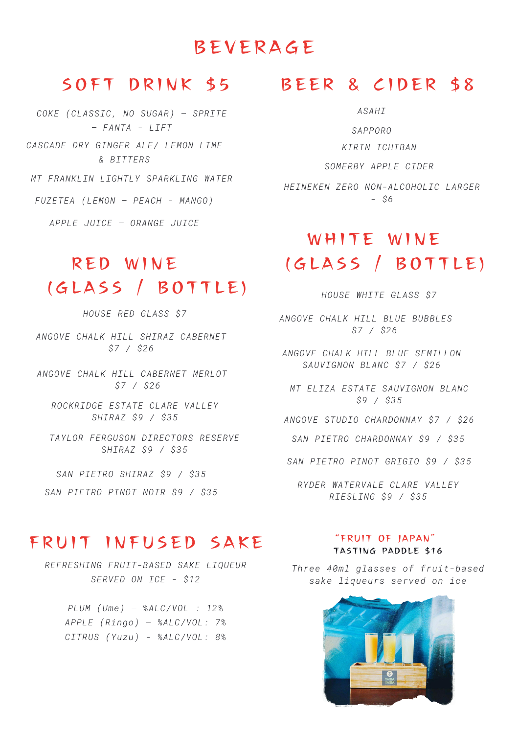# BEVERAGE

## SOFT DRINK $5

COKE (CLASSIC, NO SUGAR) – SPRITE – FANTA - LIFT

CASCADE DRY GINGER ALE/ LEMON LIME & BITTERS

MT FRANKLIN LIGHTLY SPARKLING WATER

FUZETEA (LEMON – PEACH - MANGO)

APPLE JUICE – ORANGE JUICE

## RED WINE (GLASS / BOTTLE)

HOUSE RED GLASS $7

ANGOVE CHALK HILL SHIRAZ CABERNET $7 / $26

ANGOVE CHALK HILL CABERNET MERLOT $7 / $26

ROCKRIDGE ESTATE CLARE VALLEY SHIRAZ $9 / $35

TAYLOR FERGUSON DIRECTORS RESERVE SHIRAZ $9 / $35

SAN PIETRO SHIRAZ $9 / $35

SAN PIETRO PINOT NOIR $9 / $35

## BEER & CIDER $8

ASAHI

SAPPORO

KIRIN ICHIBAN

SOMERBY APPLE CIDER

HEINEKEN ZERO NON-ALCOHOLIC LARGER - $6

## WHITE WINE (GLASS / BOTTLE)

HOUSE WHITE GLASS $7

ANGOVE CHALK HILL BLUE BUBBLES $7 / $26

ANGOVE CHALK HILL BLUE SEMILLON SAUVIGNON BLANC $7 / $26

MT ELIZA ESTATE SAUVIGNON BLANC $9 / $35

ANGOVE STUDIO CHARDONNAY $7 / $26

SAN PIETRO CHARDONNAY $9 / $35

SAN PIETRO PINOT GRIGIO $9 / $35

RYDER WATERVALE CLARE VALLEY RIESLING $9 / $35

## FRUIT INFUSED SAKE

REFRESHING FRUIT-BASED SAKE LIQUEUR SERVED ON ICE - $12

PLUM (Ume) – %ALC/VOL : 12%
APPLE (Ringo) – %ALC/VOL: 7%
CITRUS (Yuzu) - %ALC/VOL: 8%

### "FRUIT OF JAPAN" TASTING PADDLE $16

Three 40ml glasses of fruit-based sake liqueurs served on ice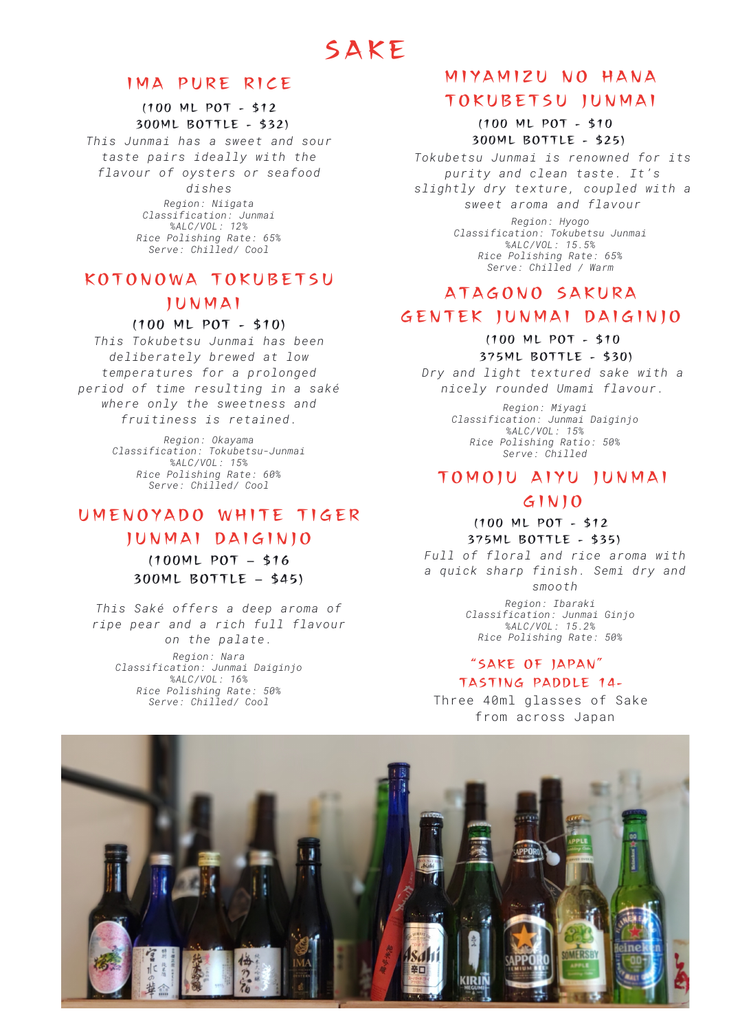# SAKE

## IMA PURE RICE

**(100 ML POT - $12**
**300ML BOTTLE - $32)**

*This Junmai has a sweet and sour taste pairs ideally with the flavour of oysters or seafood dishes*

*Region: Niigata*
*Classification: Junmai*
*%ALC/VOL: 12%*
*Rice Polishing Rate: 65%*
*Serve: Chilled/ Cool*

## KOTONOWA TOKUBETSU JUNMAI

**(100 ML POT - $10)**

*This Tokubetsu Junmai has been deliberately brewed at low temperatures for a prolonged period of time resulting in a saké where only the sweetness and fruitiness is retained.*

*Region: Okayama*
*Classification: Tokubetsu-Junmai*
*%ALC/VOL: 15%*
*Rice Polishing Rate: 60%*
*Serve: Chilled/ Cool*

## UMENOYADO WHITE TIGER JUNMAI DAIGINJO

**(100ML POT – $16**
**300ML BOTTLE – $45)**

*This Saké offers a deep aroma of ripe pear and a rich full flavour on the palate.*

*Region: Nara*
*Classification: Junmai Daiginjo*
*%ALC/VOL: 16%*
*Rice Polishing Rate: 50%*
*Serve: Chilled/ Cool*

## MIYAMIZU NO HANA TOKUBETSU JUNMAI

**(100 ML POT - $10**
**300ML BOTTLE - $25)**

*Tokubetsu Junmai is renowned for its purity and clean taste. It's slightly dry texture, coupled with a sweet aroma and flavour*

*Region: Hyogo*
*Classification: Tokubetsu Junmai*
*%ALC/VOL: 15.5%*
*Rice Polishing Rate: 65%*
*Serve: Chilled / Warm*

## ATAGONO SAKURA GENTEK JUNMAI DAIGINJO

**(100 ML POT - $10**
**375ML BOTTLE - $30)**

*Dry and light textured sake with a nicely rounded Umami flavour.*

*Region: Miyagi*
*Classification: Junmai Daiginjo*
*%ALC/VOL: 15%*
*Rice Polishing Ratio: 50%*
*Serve: Chilled*

## TOMOJU AIYU JUNMAI GINJO

**(100 ML POT - $12**
**375ML BOTTLE - $35)**

*Full of floral and rice aroma with a quick sharp finish. Semi dry and smooth*

*Region: Ibaraki*
*Classification: Junmai Ginjo*
*%ALC/VOL: 15.2%*
*Rice Polishing Rate: 50%*

## "SAKE OF JAPAN" TASTING PADDLE 14-

Three 40ml glasses of Sake from across Japan